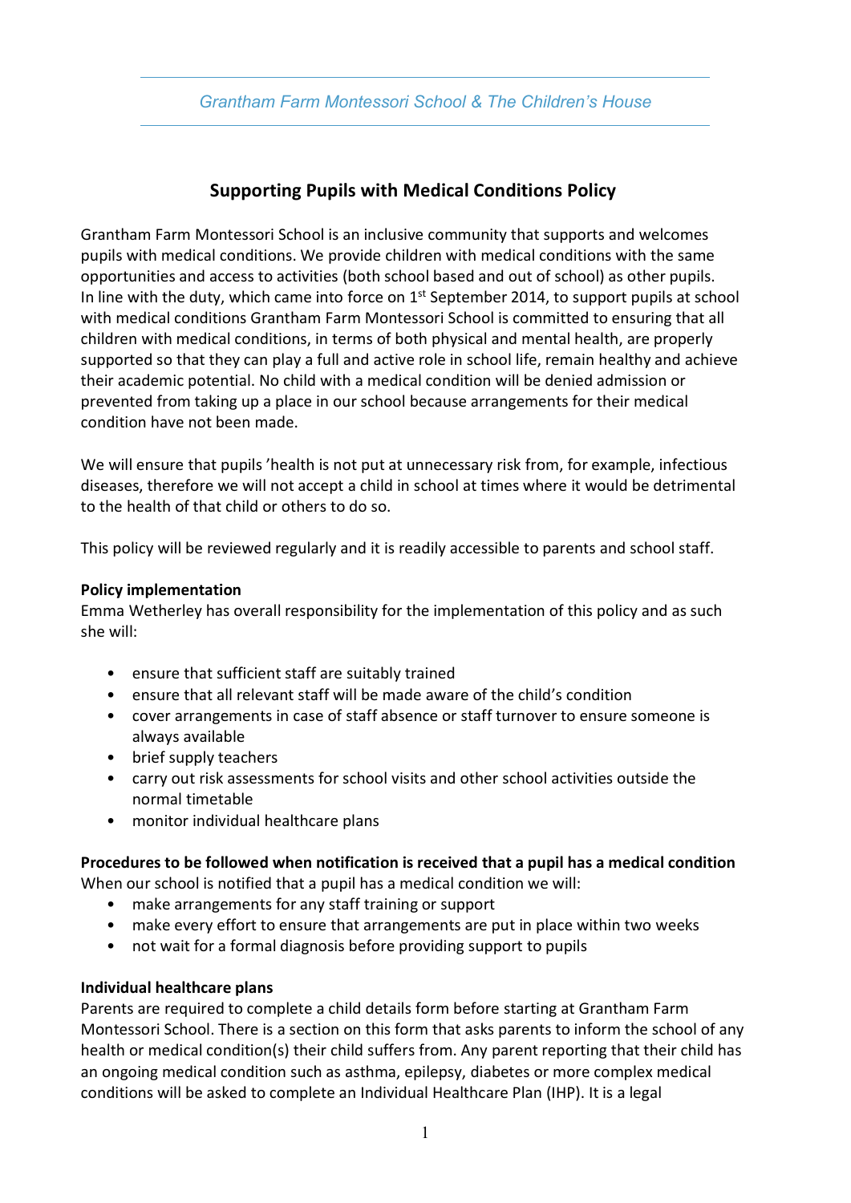*Grantham Farm Montessori School & The Children's House*

# Supporting Pupils with Medical Conditions Policy

Grantham Farm Montessori School is an inclusive community that supports and welcomes pupils with medical conditions. We provide children with medical conditions with the same opportunities and access to activities (both school based and out of school) as other pupils. In line with the duty, which came into force on 1st September 2014, to support pupils at school with medical conditions Grantham Farm Montessori School is committed to ensuring that all children with medical conditions, in terms of both physical and mental health, are properly supported so that they can play a full and active role in school life, remain healthy and achieve their academic potential. No child with a medical condition will be denied admission or prevented from taking up a place in our school because arrangements for their medical condition have not been made.

We will ensure that pupils 'health is not put at unnecessary risk from, for example, infectious diseases, therefore we will not accept a child in school at times where it would be detrimental to the health of that child or others to do so.

This policy will be reviewed regularly and it is readily accessible to parents and school staff.

**Policy implementation**

Emma Wetherley has overall responsibility for the implementation of this policy and as such she will:

- ensure that sufficient staff are suitably trained
- ensure that all relevant staff will be made aware of the child's condition
- cover arrangements in case of staff absence or staff turnover to ensure someone is always available
- brief supply teachers
- carry out risk assessments for school visits and other school activities outside the normal timetable
- monitor individual healthcare plans

**Procedures to be followed when notification is received that a pupil has a medical condition**

When our school is notified that a pupil has a medical condition we will:

- make arrangements for any staff training or support
- make every effort to ensure that arrangements are put in place within two weeks
- not wait for a formal diagnosis before providing support to pupils

**Individual healthcare plans**

Parents are required to complete a child details form before starting at Grantham Farm Montessori School. There is a section on this form that asks parents to inform the school of any health or medical condition(s) their child suffers from. Any parent reporting that their child has an ongoing medical condition such as asthma, epilepsy, diabetes or more complex medical conditions will be asked to complete an Individual Healthcare Plan (IHP). It is a legal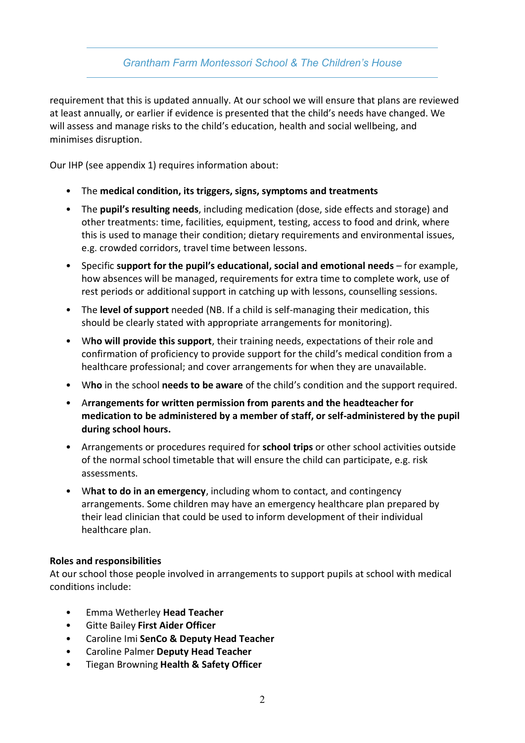requirement that this is updated annually. At our school we will ensure that plans are reviewed at least annually, or earlier if evidence is presented that the child's needs have changed. We will assess and manage risks to the child's education, health and social wellbeing, and minimises disruption.

Our IHP (see appendix 1) requires information about:

- The **medical condition, its triggers, signs, symptoms and treatments**
- The **pupil's resulting needs**, including medication (dose, side effects and storage) and other treatments: time, facilities, equipment, testing, access to food and drink, where this is used to manage their condition; dietary requirements and environmental issues, e.g. crowded corridors, travel time between lessons.
- Specific **support for the pupil's educational, social and emotional needs** – for example, how absences will be managed, requirements for extra time to complete work, use of rest periods or additional support in catching up with lessons, counselling sessions.
- The **level of support** needed (NB. If a child is self-managing their medication, this should be clearly stated with appropriate arrangements for monitoring).
- W**ho will provide this support**, their training needs, expectations of their role and confirmation of proficiency to provide support for the child's medical condition from a healthcare professional; and cover arrangements for when they are unavailable.
- W**ho** in the school **needs to be aware** of the child's condition and the support required.
- A**rrangements for written permission from parents and the headteacher for medication to be administered by a member of staff, or self-administered by the pupil during school hours.**
- Arrangements or procedures required for **school trips** or other school activities outside of the normal school timetable that will ensure the child can participate, e.g. risk assessments.
- W**hat to do in an emergency**, including whom to contact, and contingency arrangements. Some children may have an emergency healthcare plan prepared by their lead clinician that could be used to inform development of their individual healthcare plan.

**Roles and responsibilities**

At our school those people involved in arrangements to support pupils at school with medical conditions include:

- Emma Wetherley **Head Teacher**
- Gitte Bailey **First Aider Officer**
- Caroline Imi **SenCo & Deputy Head Teacher**
- Caroline Palmer **Deputy Head Teacher**
- Tiegan Browning **Health & Safety Officer**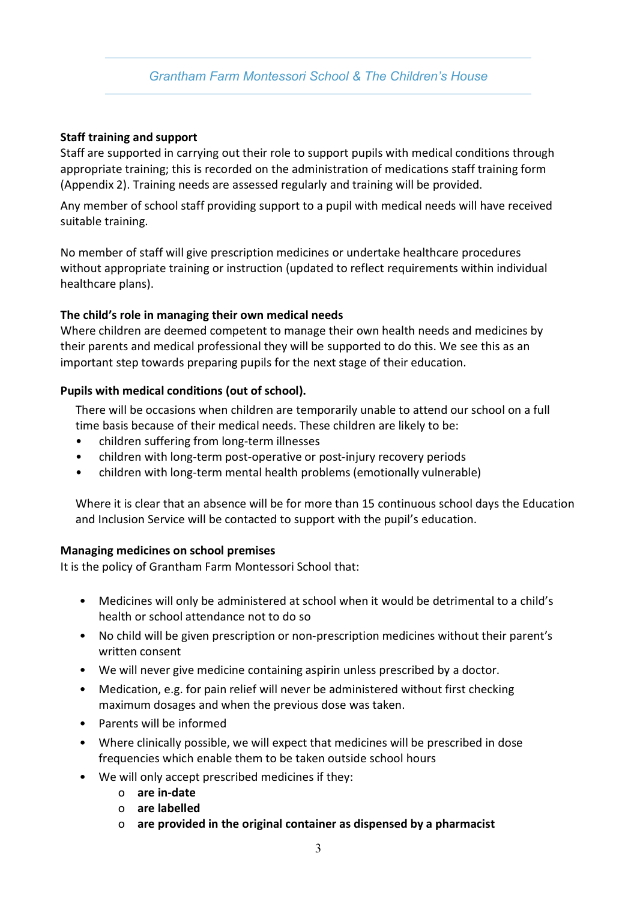**Staff training and support**

Staff are supported in carrying out their role to support pupils with medical conditions through appropriate training; this is recorded on the administration of medications staff training form (Appendix 2). Training needs are assessed regularly and training will be provided.

Any member of school staff providing support to a pupil with medical needs will have received suitable training.

No member of staff will give prescription medicines or undertake healthcare procedures without appropriate training or instruction (updated to reflect requirements within individual healthcare plans).

**The child's role in managing their own medical needs**

Where children are deemed competent to manage their own health needs and medicines by their parents and medical professional they will be supported to do this. We see this as an important step towards preparing pupils for the next stage of their education.

**Pupils with medical conditions (out of school).**

There will be occasions when children are temporarily unable to attend our school on a full time basis because of their medical needs. These children are likely to be:

- children suffering from long-term illnesses
- children with long-term post-operative or post-injury recovery periods
- children with long-term mental health problems (emotionally vulnerable)

Where it is clear that an absence will be for more than 15 continuous school days the Education and Inclusion Service will be contacted to support with the pupil's education.

**Managing medicines on school premises**

It is the policy of Grantham Farm Montessori School that:

- Medicines will only be administered at school when it would be detrimental to a child's health or school attendance not to do so
- No child will be given prescription or non-prescription medicines without their parent's written consent
- We will never give medicine containing aspirin unless prescribed by a doctor.
- Medication, e.g. for pain relief will never be administered without first checking maximum dosages and when the previous dose was taken.
- Parents will be informed
- Where clinically possible, we will expect that medicines will be prescribed in dose frequencies which enable them to be taken outside school hours
- We will only accept prescribed medicines if they:
    - **are in-date**
    - **are labelled**
    - **are provided in the original container as dispensed by a pharmacist**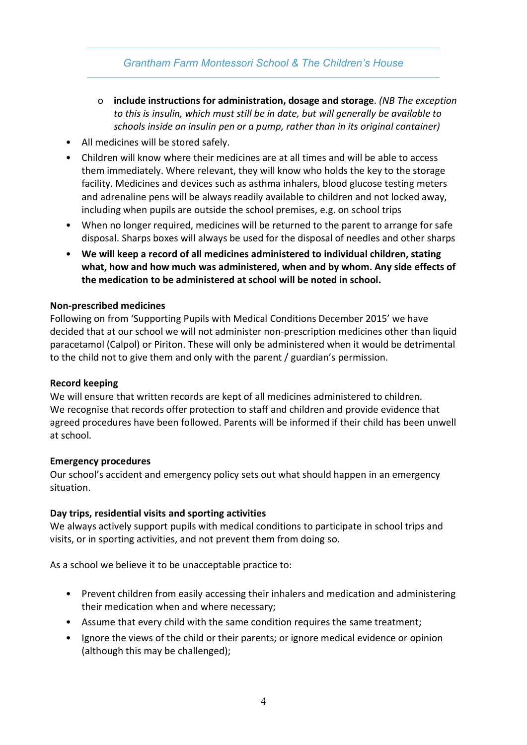- **include instructions for administration, dosage and storage**. *(NB The exception to this is insulin, which must still be in date, but will generally be available to schools inside an insulin pen or a pump, rather than in its original container)*
- All medicines will be stored safely.
- Children will know where their medicines are at all times and will be able to access them immediately. Where relevant, they will know who holds the key to the storage facility. Medicines and devices such as asthma inhalers, blood glucose testing meters and adrenaline pens will be always readily available to children and not locked away, including when pupils are outside the school premises, e.g. on school trips
- When no longer required, medicines will be returned to the parent to arrange for safe disposal. Sharps boxes will always be used for the disposal of needles and other sharps
- **We will keep a record of all medicines administered to individual children, stating what, how and how much was administered, when and by whom. Any side effects of the medication to be administered at school will be noted in school.**

**Non-prescribed medicines**
Following on from 'Supporting Pupils with Medical Conditions December 2015' we have decided that at our school we will not administer non-prescription medicines other than liquid paracetamol (Calpol) or Piriton. These will only be administered when it would be detrimental to the child not to give them and only with the parent / guardian's permission.

**Record keeping**
We will ensure that written records are kept of all medicines administered to children. We recognise that records offer protection to staff and children and provide evidence that agreed procedures have been followed. Parents will be informed if their child has been unwell at school.

**Emergency procedures**
Our school's accident and emergency policy sets out what should happen in an emergency situation.

**Day trips, residential visits and sporting activities**
We always actively support pupils with medical conditions to participate in school trips and visits, or in sporting activities, and not prevent them from doing so.

As a school we believe it to be unacceptable practice to:

- Prevent children from easily accessing their inhalers and medication and administering their medication when and where necessary;
- Assume that every child with the same condition requires the same treatment;
- Ignore the views of the child or their parents; or ignore medical evidence or opinion (although this may be challenged);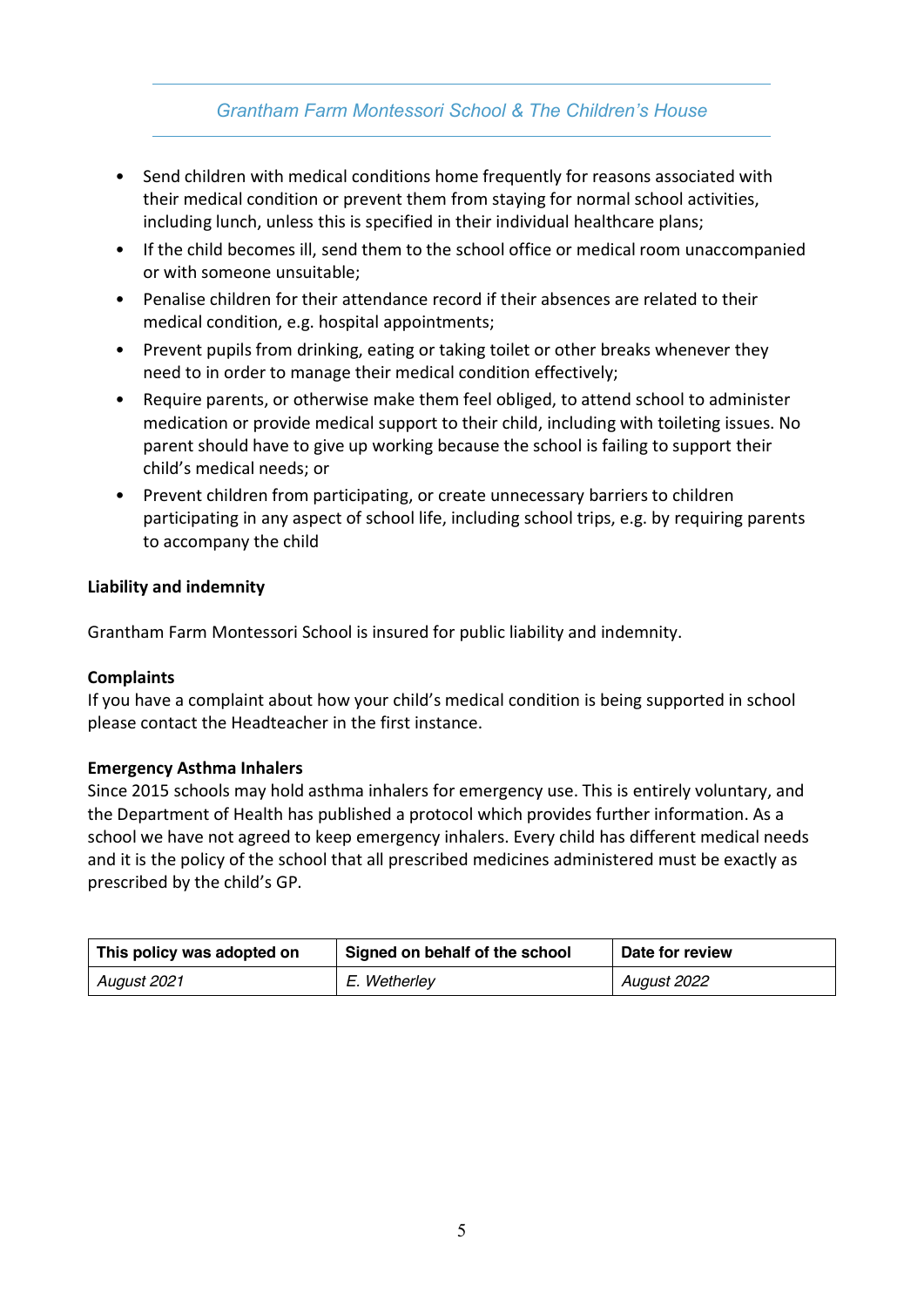- Send children with medical conditions home frequently for reasons associated with their medical condition or prevent them from staying for normal school activities, including lunch, unless this is specified in their individual healthcare plans;
- If the child becomes ill, send them to the school office or medical room unaccompanied or with someone unsuitable;
- Penalise children for their attendance record if their absences are related to their medical condition, e.g. hospital appointments;
- Prevent pupils from drinking, eating or taking toilet or other breaks whenever they need to in order to manage their medical condition effectively;
- Require parents, or otherwise make them feel obliged, to attend school to administer medication or provide medical support to their child, including with toileting issues. No parent should have to give up working because the school is failing to support their child's medical needs; or
- Prevent children from participating, or create unnecessary barriers to children participating in any aspect of school life, including school trips, e.g. by requiring parents to accompany the child

**Liability and indemnity**

Grantham Farm Montessori School is insured for public liability and indemnity.

**Complaints**

If you have a complaint about how your child's medical condition is being supported in school please contact the Headteacher in the first instance.

**Emergency Asthma Inhalers**

Since 2015 schools may hold asthma inhalers for emergency use. This is entirely voluntary, and the Department of Health has published a protocol which provides further information. As a school we have not agreed to keep emergency inhalers. Every child has different medical needs and it is the policy of the school that all prescribed medicines administered must be exactly as prescribed by the child's GP.

| This policy was adopted on | Signed on behalf of the school | Date for review |
|---|---|---|
| *August 2021* | *E. Wetherley* | *August 2022* |